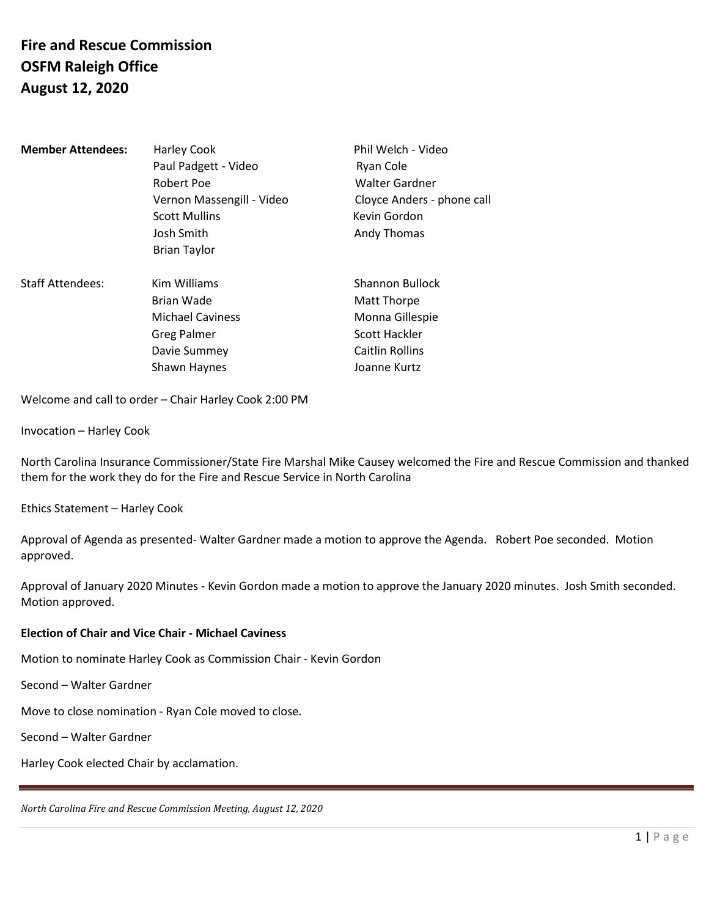# Fire and Rescue Commission
# OSFM Raleigh Office
# August 12, 2020

| | | |
|---|---|---|
| **Member Attendees:** | Harley Cook | Phil Welch - Video |
| | Paul Padgett - Video | Ryan Cole |
| | Robert Poe | Walter Gardner |
| | Vernon Massengill - Video | Cloyce Anders - phone call |
| | Scott Mullins | Kevin Gordon |
| | Josh Smith | Andy Thomas |
| | Brian Taylor | |
| Staff Attendees: | Kim Williams | Shannon Bullock |
| | Brian Wade | Matt Thorpe |
| | Michael Caviness | Monna Gillespie |
| | Greg Palmer | Scott Hackler |
| | Davie Summey | Caitlin Rollins |
| | Shawn Haynes | Joanne Kurtz |

Welcome and call to order – Chair Harley Cook 2:00 PM

Invocation – Harley Cook

North Carolina Insurance Commissioner/State Fire Marshal Mike Causey welcomed the Fire and Rescue Commission and thanked them for the work they do for the Fire and Rescue Service in North Carolina

Ethics Statement – Harley Cook

Approval of Agenda as presented- Walter Gardner made a motion to approve the Agenda. Robert Poe seconded. Motion approved.

Approval of January 2020 Minutes - Kevin Gordon made a motion to approve the January 2020 minutes. Josh Smith seconded. Motion approved.

**Election of Chair and Vice Chair - Michael Caviness**

Motion to nominate Harley Cook as Commission Chair - Kevin Gordon

Second – Walter Gardner

Move to close nomination - Ryan Cole moved to close.

Second – Walter Gardner

Harley Cook elected Chair by acclamation.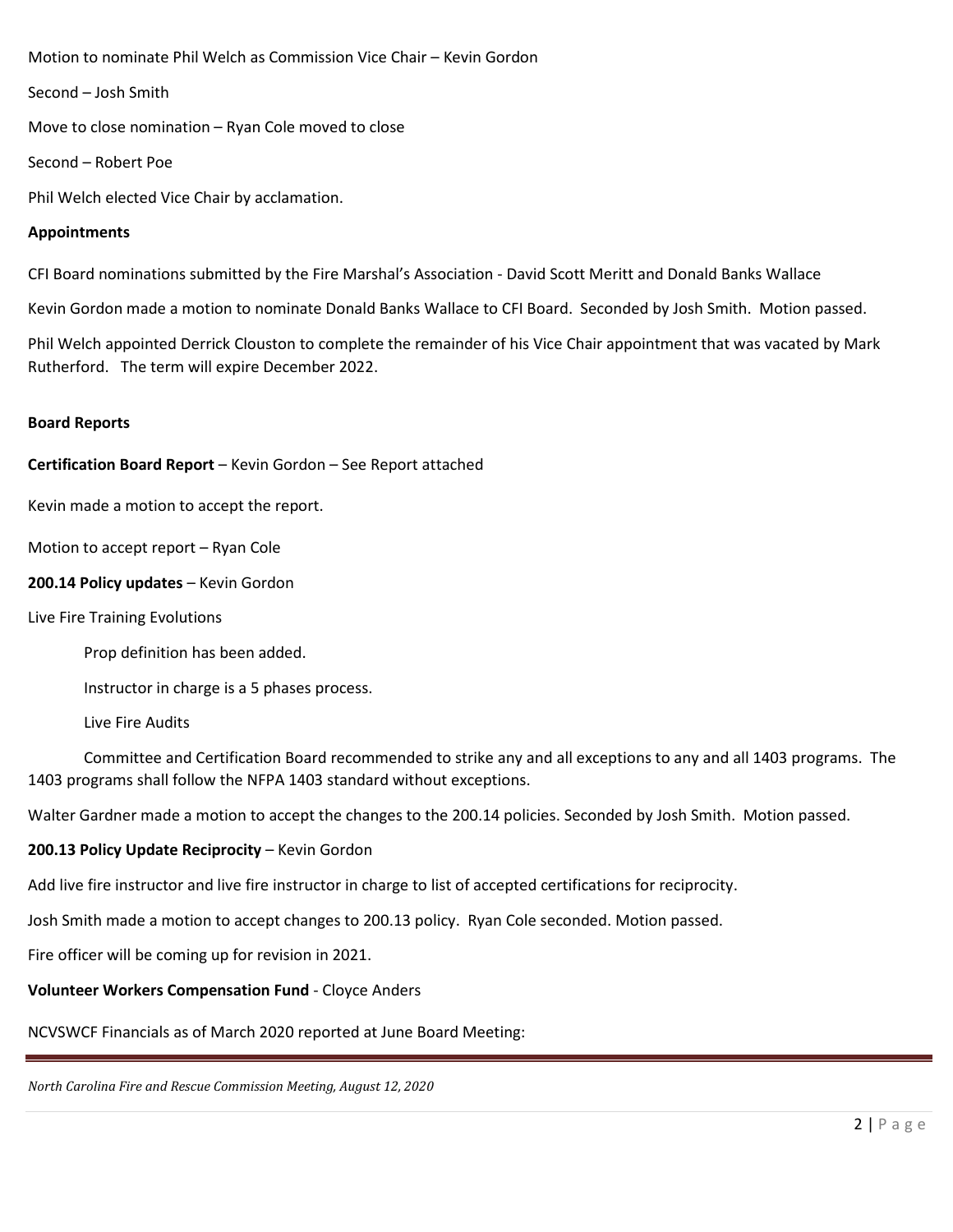Motion to nominate Phil Welch as Commission Vice Chair – Kevin Gordon

Second – Josh Smith

Move to close nomination – Ryan Cole moved to close

Second – Robert Poe

Phil Welch elected Vice Chair by acclamation.

**Appointments**

CFI Board nominations submitted by the Fire Marshal's Association - David Scott Meritt and Donald Banks Wallace

Kevin Gordon made a motion to nominate Donald Banks Wallace to CFI Board. Seconded by Josh Smith. Motion passed.

Phil Welch appointed Derrick Clouston to complete the remainder of his Vice Chair appointment that was vacated by Mark Rutherford. The term will expire December 2022.

**Board Reports**

**Certification Board Report** – Kevin Gordon – See Report attached

Kevin made a motion to accept the report.

Motion to accept report – Ryan Cole

**200.14 Policy updates** – Kevin Gordon

Live Fire Training Evolutions

Prop definition has been added.

Instructor in charge is a 5 phases process.

Live Fire Audits

Committee and Certification Board recommended to strike any and all exceptions to any and all 1403 programs. The 1403 programs shall follow the NFPA 1403 standard without exceptions.

Walter Gardner made a motion to accept the changes to the 200.14 policies. Seconded by Josh Smith. Motion passed.

**200.13 Policy Update Reciprocity** – Kevin Gordon

Add live fire instructor and live fire instructor in charge to list of accepted certifications for reciprocity.

Josh Smith made a motion to accept changes to 200.13 policy. Ryan Cole seconded. Motion passed.

Fire officer will be coming up for revision in 2021.

**Volunteer Workers Compensation Fund** - Cloyce Anders

NCVSWCF Financials as of March 2020 reported at June Board Meeting: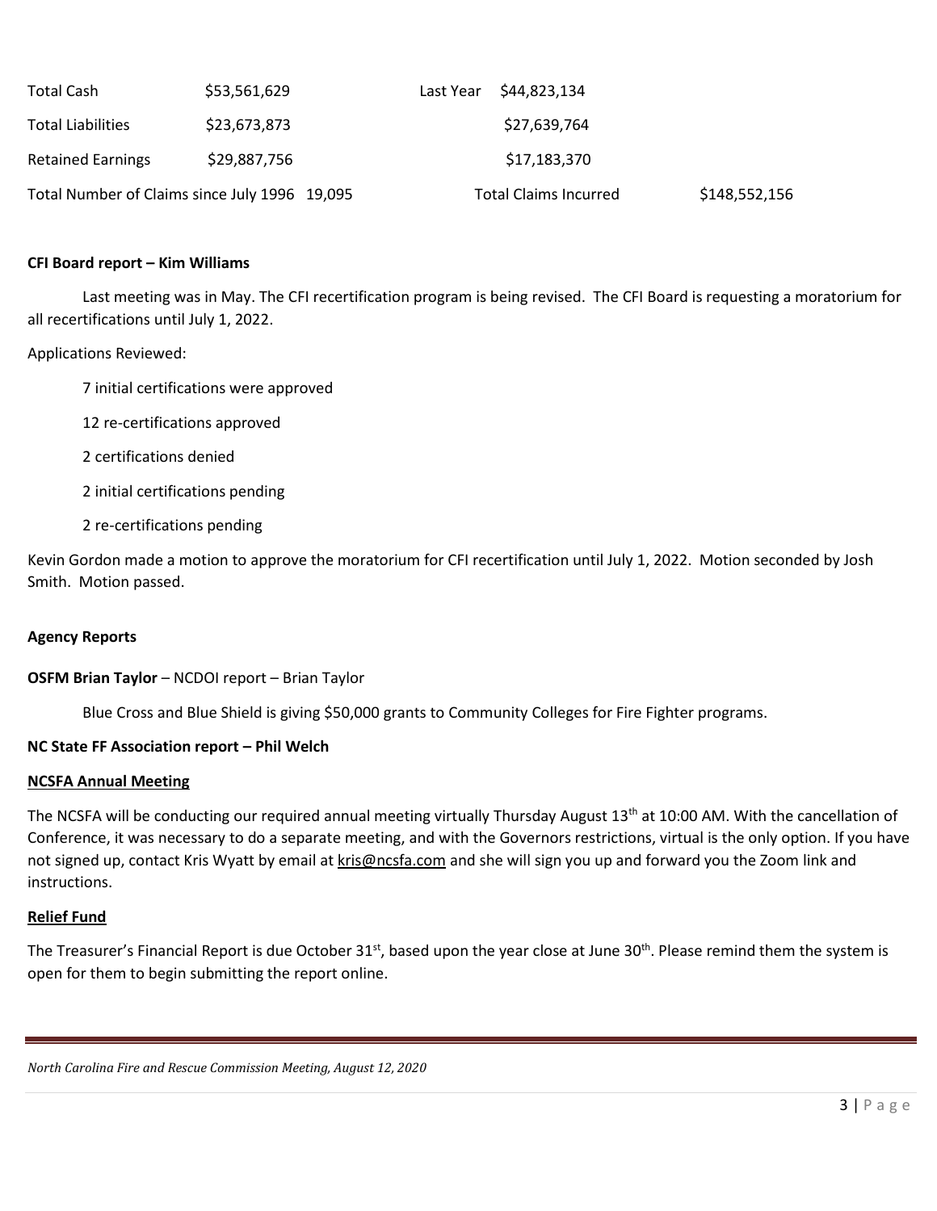| Total Cash | $53,561,629 | Last Year | $44,823,134 | |
|---|---|---|---|---|
| Total Liabilities | $23,673,873 | | $27,639,764 | |
| Retained Earnings | $29,887,756 | | $17,183,370 | |
| Total Number of Claims since July 1996 | 19,095 | | Total Claims Incurred | $148,552,156 |

**CFI Board report – Kim Williams**

Last meeting was in May. The CFI recertification program is being revised. The CFI Board is requesting a moratorium for all recertifications until July 1, 2022.

Applications Reviewed:

- 7 initial certifications were approved
- 12 re-certifications approved
- 2 certifications denied
- 2 initial certifications pending
- 2 re-certifications pending

Kevin Gordon made a motion to approve the moratorium for CFI recertification until July 1, 2022. Motion seconded by Josh Smith. Motion passed.

**Agency Reports**

**OSFM Brian Taylor** – NCDOI report – Brian Taylor

Blue Cross and Blue Shield is giving $50,000 grants to Community Colleges for Fire Fighter programs.

**NC State FF Association report – Phil Welch**

**NCSFA Annual Meeting**

The NCSFA will be conducting our required annual meeting virtually Thursday August 13th at 10:00 AM. With the cancellation of Conference, it was necessary to do a separate meeting, and with the Governors restrictions, virtual is the only option. If you have not signed up, contact Kris Wyatt by email at kris@ncsfa.com and she will sign you up and forward you the Zoom link and instructions.

**Relief Fund**

The Treasurer's Financial Report is due October 31st, based upon the year close at June 30th. Please remind them the system is open for them to begin submitting the report online.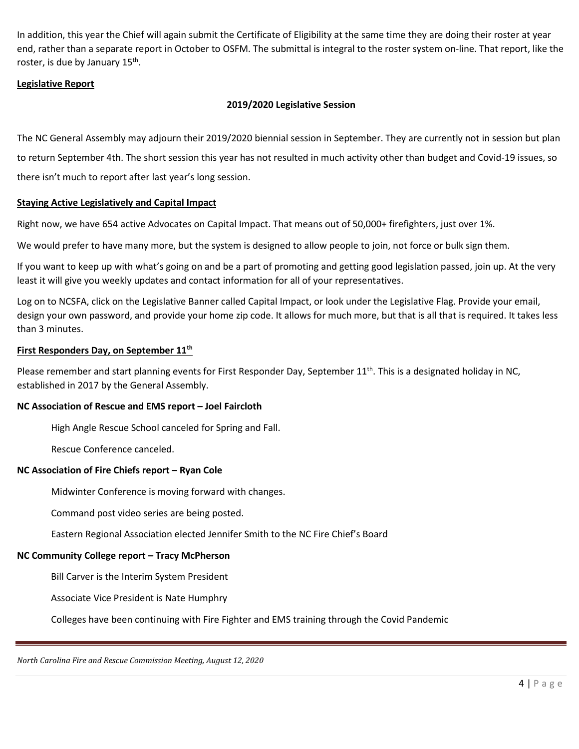In addition, this year the Chief will again submit the Certificate of Eligibility at the same time they are doing their roster at year end, rather than a separate report in October to OSFM. The submittal is integral to the roster system on-line. That report, like the roster, is due by January 15th.

**Legislative Report**

**2019/2020 Legislative Session**

The NC General Assembly may adjourn their 2019/2020 biennial session in September. They are currently not in session but plan to return September 4th. The short session this year has not resulted in much activity other than budget and Covid-19 issues, so there isn't much to report after last year's long session.

**Staying Active Legislatively and Capital Impact**

Right now, we have 654 active Advocates on Capital Impact. That means out of 50,000+ firefighters, just over 1%.

We would prefer to have many more, but the system is designed to allow people to join, not force or bulk sign them.

If you want to keep up with what's going on and be a part of promoting and getting good legislation passed, join up. At the very least it will give you weekly updates and contact information for all of your representatives.

Log on to NCSFA, click on the Legislative Banner called Capital Impact, or look under the Legislative Flag. Provide your email, design your own password, and provide your home zip code. It allows for much more, but that is all that is required. It takes less than 3 minutes.

**First Responders Day, on September 11th**

Please remember and start planning events for First Responder Day, September 11th. This is a designated holiday in NC, established in 2017 by the General Assembly.

**NC Association of Rescue and EMS report – Joel Faircloth**

High Angle Rescue School canceled for Spring and Fall.

Rescue Conference canceled.

**NC Association of Fire Chiefs report – Ryan Cole**

Midwinter Conference is moving forward with changes.

Command post video series are being posted.

Eastern Regional Association elected Jennifer Smith to the NC Fire Chief's Board

**NC Community College report – Tracy McPherson**

Bill Carver is the Interim System President

Associate Vice President is Nate Humphry

Colleges have been continuing with Fire Fighter and EMS training through the Covid Pandemic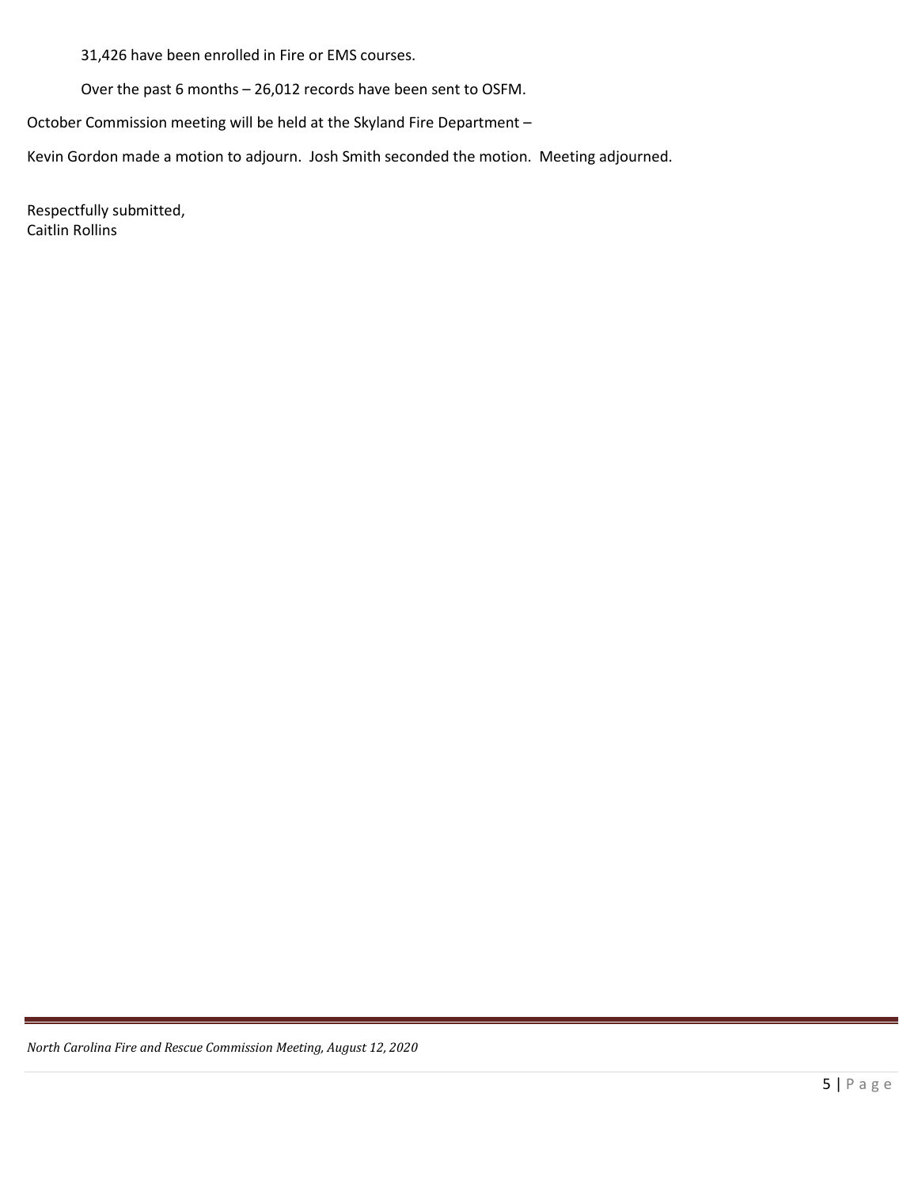31,426 have been enrolled in Fire or EMS courses.

Over the past 6 months – 26,012 records have been sent to OSFM.

October Commission meeting will be held at the Skyland Fire Department –

Kevin Gordon made a motion to adjourn. Josh Smith seconded the motion. Meeting adjourned.

Respectfully submitted,
Caitlin Rollins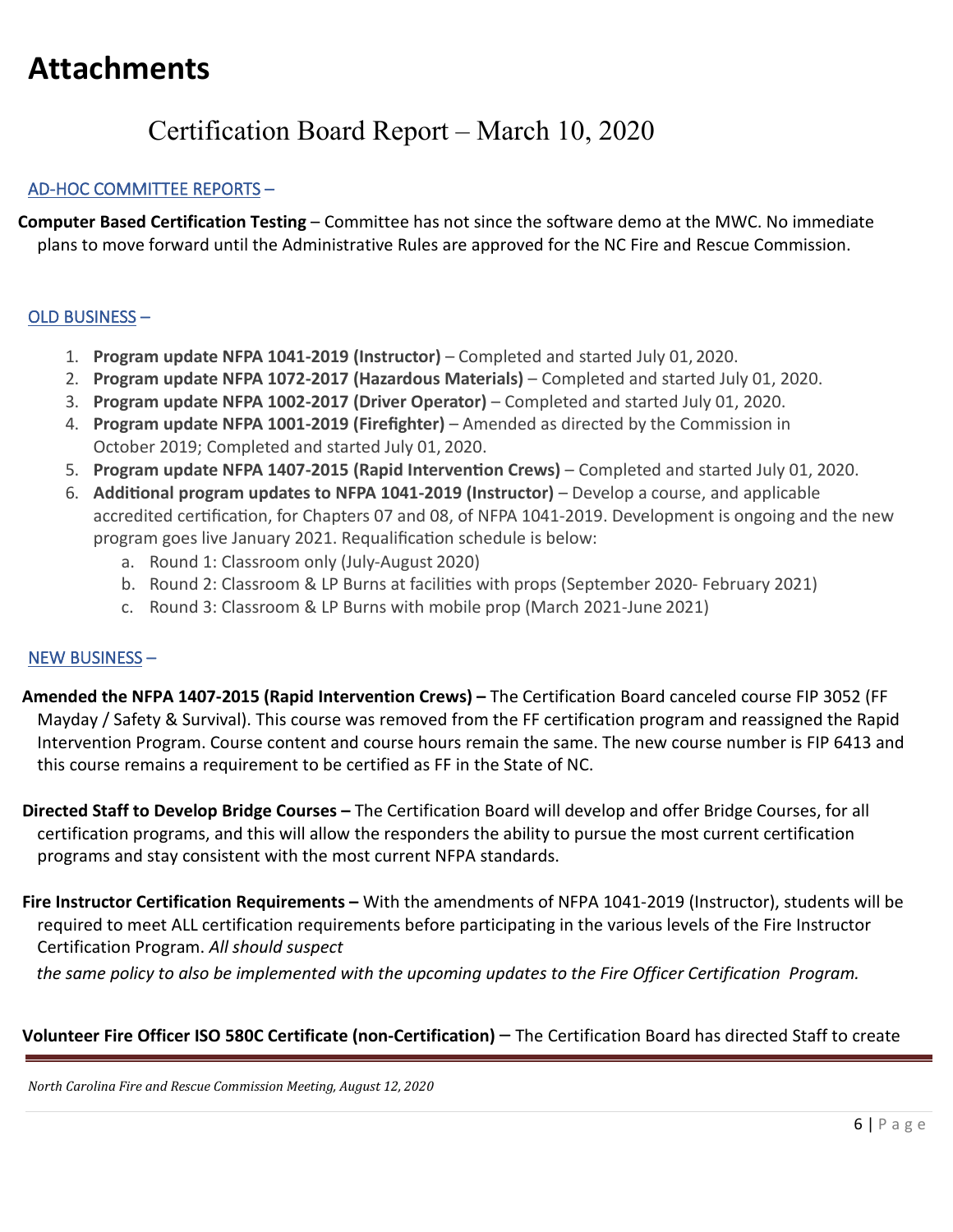# Attachments

## Certification Board Report – March 10, 2020

AD-HOC COMMITTEE REPORTS –

**Computer Based Certification Testing** – Committee has not since the software demo at the MWC. No immediate plans to move forward until the Administrative Rules are approved for the NC Fire and Rescue Commission.

OLD BUSINESS –

1. **Program update NFPA 1041-2019 (Instructor)** – Completed and started July 01, 2020.
2. **Program update NFPA 1072-2017 (Hazardous Materials)** – Completed and started July 01, 2020.
3. **Program update NFPA 1002-2017 (Driver Operator)** – Completed and started July 01, 2020.
4. **Program update NFPA 1001-2019 (Firefighter)** – Amended as directed by the Commission in October 2019; Completed and started July 01, 2020.
5. **Program update NFPA 1407-2015 (Rapid Intervention Crews)** – Completed and started July 01, 2020.
6. **Additional program updates to NFPA 1041-2019 (Instructor)** – Develop a course, and applicable accredited certification, for Chapters 07 and 08, of NFPA 1041-2019. Development is ongoing and the new program goes live January 2021. Requalification schedule is below:
   a. Round 1: Classroom only (July-August 2020)
   b. Round 2: Classroom & LP Burns at facilities with props (September 2020- February 2021)
   c. Round 3: Classroom & LP Burns with mobile prop (March 2021-June 2021)

NEW BUSINESS –

**Amended the NFPA 1407-2015 (Rapid Intervention Crews) –** The Certification Board canceled course FIP 3052 (FF Mayday / Safety & Survival). This course was removed from the FF certification program and reassigned the Rapid Intervention Program. Course content and course hours remain the same. The new course number is FIP 6413 and this course remains a requirement to be certified as FF in the State of NC.

**Directed Staff to Develop Bridge Courses –** The Certification Board will develop and offer Bridge Courses, for all certification programs, and this will allow the responders the ability to pursue the most current certification programs and stay consistent with the most current NFPA standards.

**Fire Instructor Certification Requirements –** With the amendments of NFPA 1041-2019 (Instructor), students will be required to meet ALL certification requirements before participating in the various levels of the Fire Instructor Certification Program. *All should suspect the same policy to also be implemented with the upcoming updates to the Fire Officer Certification Program.*

**Volunteer Fire Officer ISO 580C Certificate (non-Certification)** – The Certification Board has directed Staff to create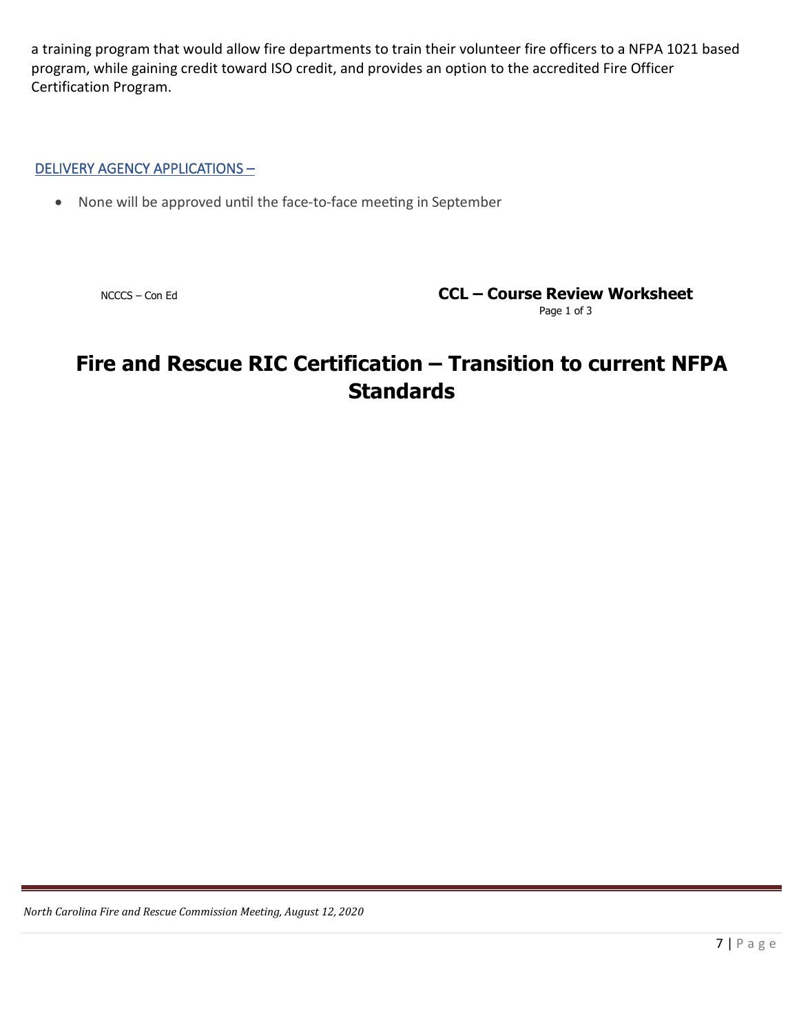a training program that would allow fire departments to train their volunteer fire officers to a NFPA 1021 based program, while gaining credit toward ISO credit, and provides an option to the accredited Fire Officer Certification Program.

## DELIVERY AGENCY APPLICATIONS –

- None will be approved until the face-to-face meeting in September

NCCCS – Con Ed

**CCL – Course Review Worksheet**

Page 1 of 3

# Fire and Rescue RIC Certification – Transition to current NFPA Standards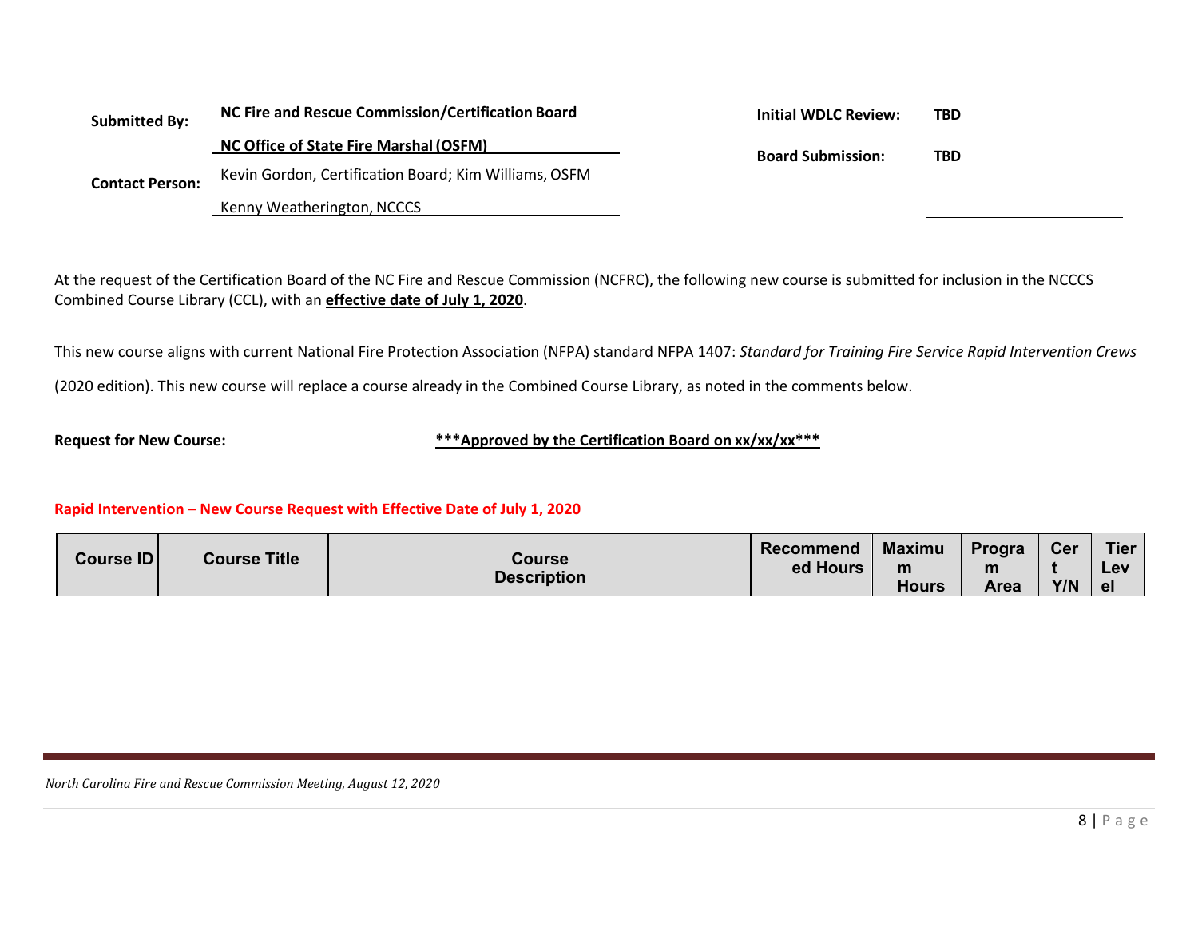| Submitted By: | NC Fire and Rescue Commission/Certification Board<br>NC Office of State Fire Marshal (OSFM) | Initial WDLC Review: | TBD |
|---|---|---|---|
| Contact Person: | Kevin Gordon, Certification Board; Kim Williams, OSFM<br>Kenny Weatherington, NCCCS | Board Submission: | TBD |

At the request of the Certification Board of the NC Fire and Rescue Commission (NCFRC), the following new course is submitted for inclusion in the NCCCS Combined Course Library (CCL), with an **effective date of July 1, 2020**.

This new course aligns with current National Fire Protection Association (NFPA) standard NFPA 1407: *Standard for Training Fire Service Rapid Intervention Crews* (2020 edition). This new course will replace a course already in the Combined Course Library, as noted in the comments below.

**Request for New Course:** **\*\*\*Approved by the Certification Board on xx/xx/xx\*\*\***

**Rapid Intervention – New Course Request with Effective Date of July 1, 2020**

| Course ID | Course Title | Course Description | Recommended Hours | Maximum Hours | Program Area | Cert Y/N | Tier Level |
|---|---|---|---|---|---|---|---|

*North Carolina Fire and Rescue Commission Meeting, August 12, 2020*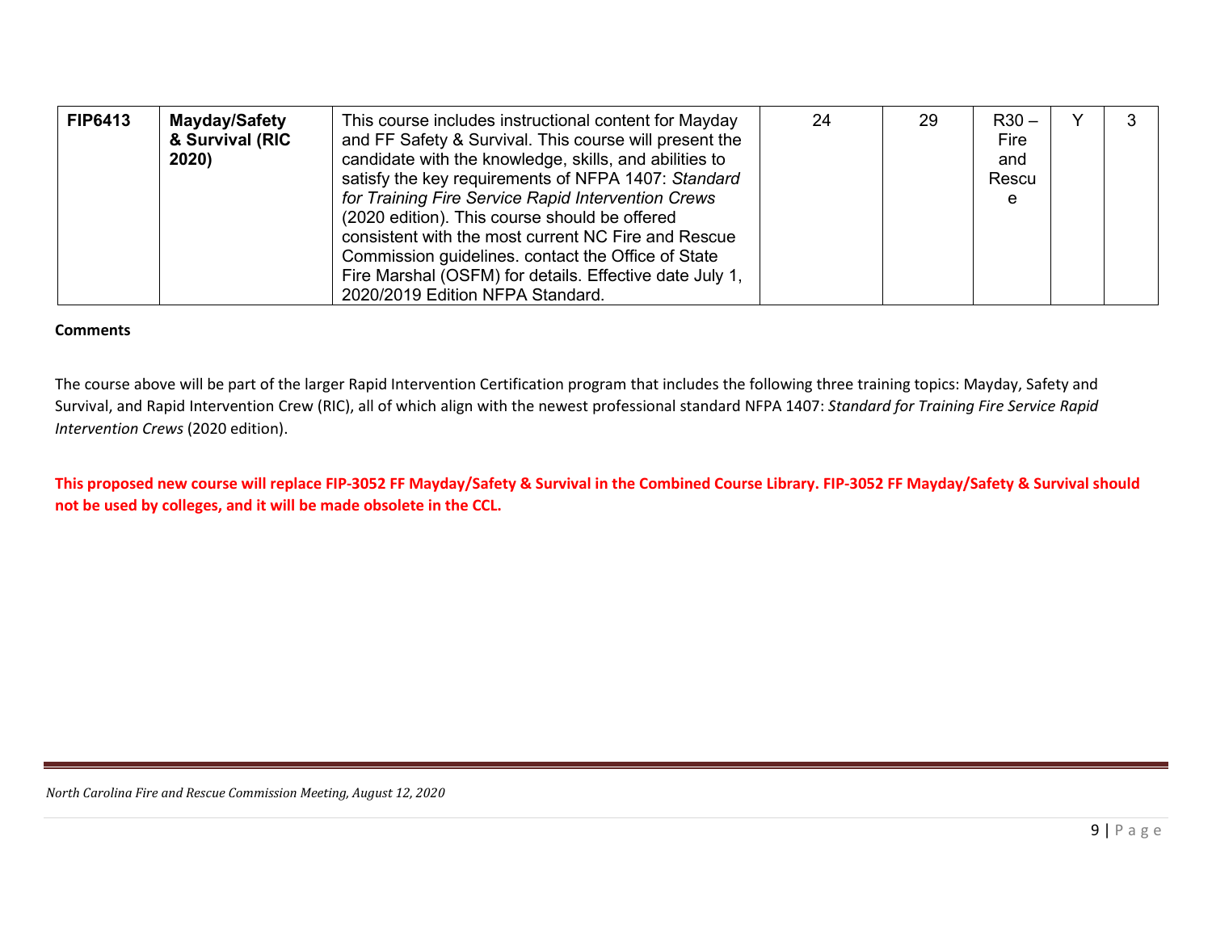| FIP6413 | Mayday/Safety & Survival (RIC 2020) | This course includes instructional content for Mayday and FF Safety & Survival. This course will present the candidate with the knowledge, skills, and abilities to satisfy the key requirements of NFPA 1407: *Standard for Training Fire Service Rapid Intervention Crews* (2020 edition). This course should be offered consistent with the most current NC Fire and Rescue Commission guidelines. contact the Office of State Fire Marshal (OSFM) for details. Effective date July 1, 2020/2019 Edition NFPA Standard. | 24 | 29 | R30 – Fire and Rescue | Y | 3 |
|---|---|---|---|---|---|---|---|

**Comments**

The course above will be part of the larger Rapid Intervention Certification program that includes the following three training topics: Mayday, Safety and Survival, and Rapid Intervention Crew (RIC), all of which align with the newest professional standard NFPA 1407: *Standard for Training Fire Service Rapid Intervention Crews* (2020 edition).

**This proposed new course will replace FIP-3052 FF Mayday/Safety & Survival in the Combined Course Library. FIP-3052 FF Mayday/Safety & Survival should not be used by colleges, and it will be made obsolete in the CCL.**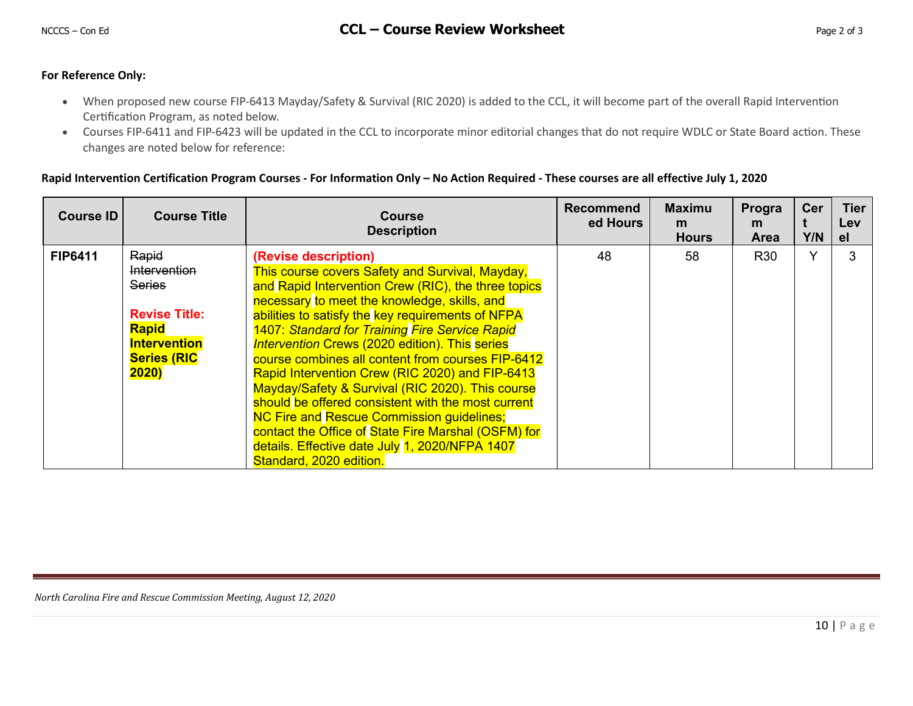**For Reference Only:**

- When proposed new course FIP-6413 Mayday/Safety & Survival (RIC 2020) is added to the CCL, it will become part of the overall Rapid Intervention Certification Program, as noted below.
- Courses FIP-6411 and FIP-6423 will be updated in the CCL to incorporate minor editorial changes that do not require WDLC or State Board action. These changes are noted below for reference:

**Rapid Intervention Certification Program Courses - For Information Only – No Action Required - These courses are all effective July 1, 2020**

| Course ID | Course Title | Course Description | Recommended Hours | Maximum Hours | Program Area | Cert Y/N | Tier Level |
|---|---|---|---|---|---|---|---|
| **FIP6411** | ~~Rapid Intervention Series~~ **Revise Title:** **Rapid Intervention Series (RIC 2020)** | **(Revise description)** This course covers Safety and Survival, Mayday, and Rapid Intervention Crew (RIC), the three topics necessary to meet the knowledge, skills, and abilities to satisfy the key requirements of NFPA 1407: *Standard for Training Fire Service Rapid Intervention* Crews (2020 edition). This series course combines all content from courses FIP-6412 Rapid Intervention Crew (RIC 2020) and FIP-6413 Mayday/Safety & Survival (RIC 2020). This course should be offered consistent with the most current NC Fire and Rescue Commission guidelines; contact the Office of State Fire Marshal (OSFM) for details. Effective date July 1, 2020/NFPA 1407 Standard, 2020 edition. | 48 | 58 | R30 | Y | 3 |

*North Carolina Fire and Rescue Commission Meeting, August 12, 2020*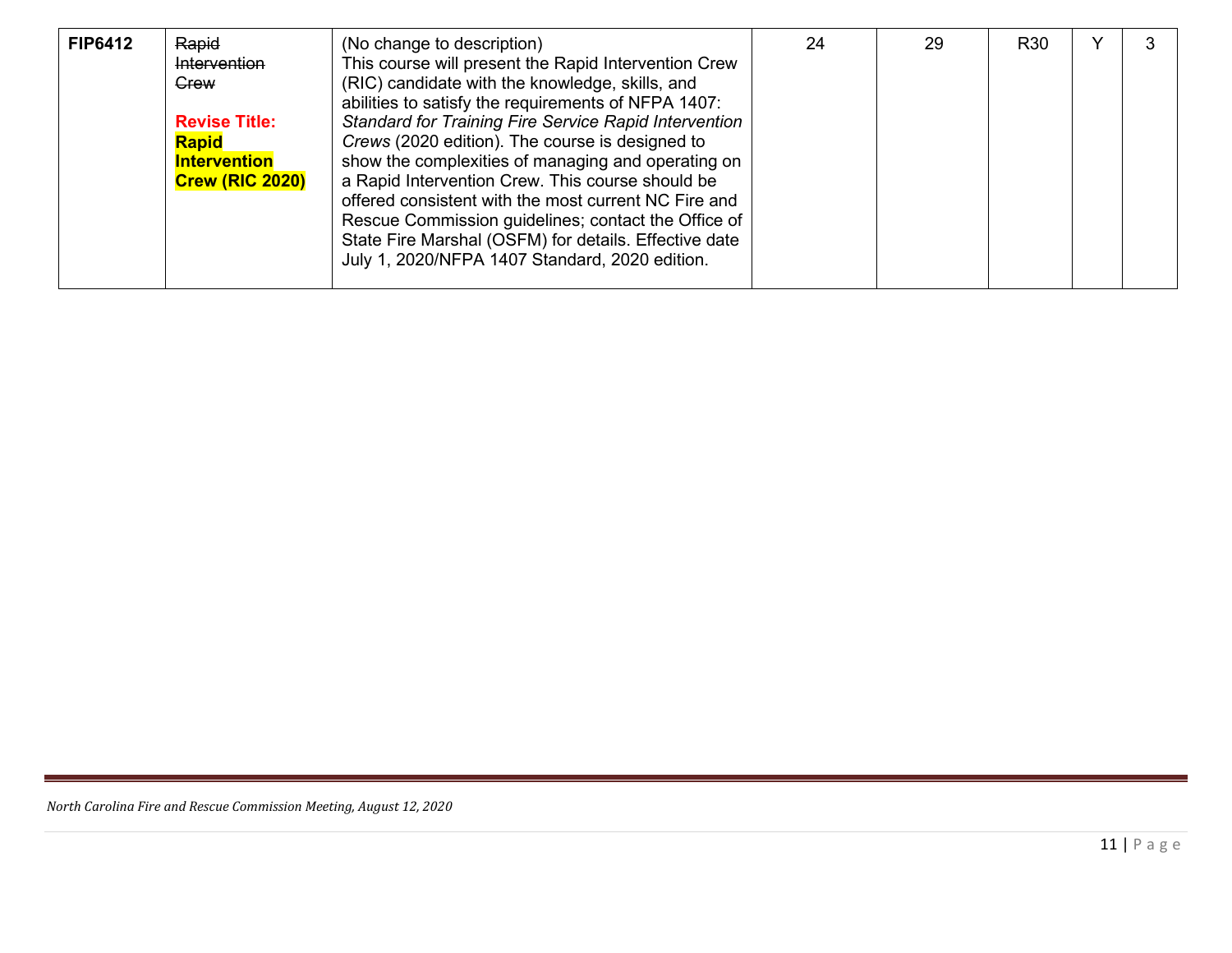| FIP6412 | ~~Rapid Intervention Crew~~<br><br>**Revise Title: Rapid Intervention Crew (RIC 2020)** | (No change to description)<br>This course will present the Rapid Intervention Crew (RIC) candidate with the knowledge, skills, and abilities to satisfy the requirements of NFPA 1407: *Standard for Training Fire Service Rapid Intervention Crews* (2020 edition). The course is designed to show the complexities of managing and operating on a Rapid Intervention Crew. This course should be offered consistent with the most current NC Fire and Rescue Commission guidelines; contact the Office of State Fire Marshal (OSFM) for details. Effective date July 1, 2020/NFPA 1407 Standard, 2020 edition. | 24 | 29 | R30 | Y | 3 |
|---|---|---|---|---|---|---|---|

*North Carolina Fire and Rescue Commission Meeting, August 12, 2020*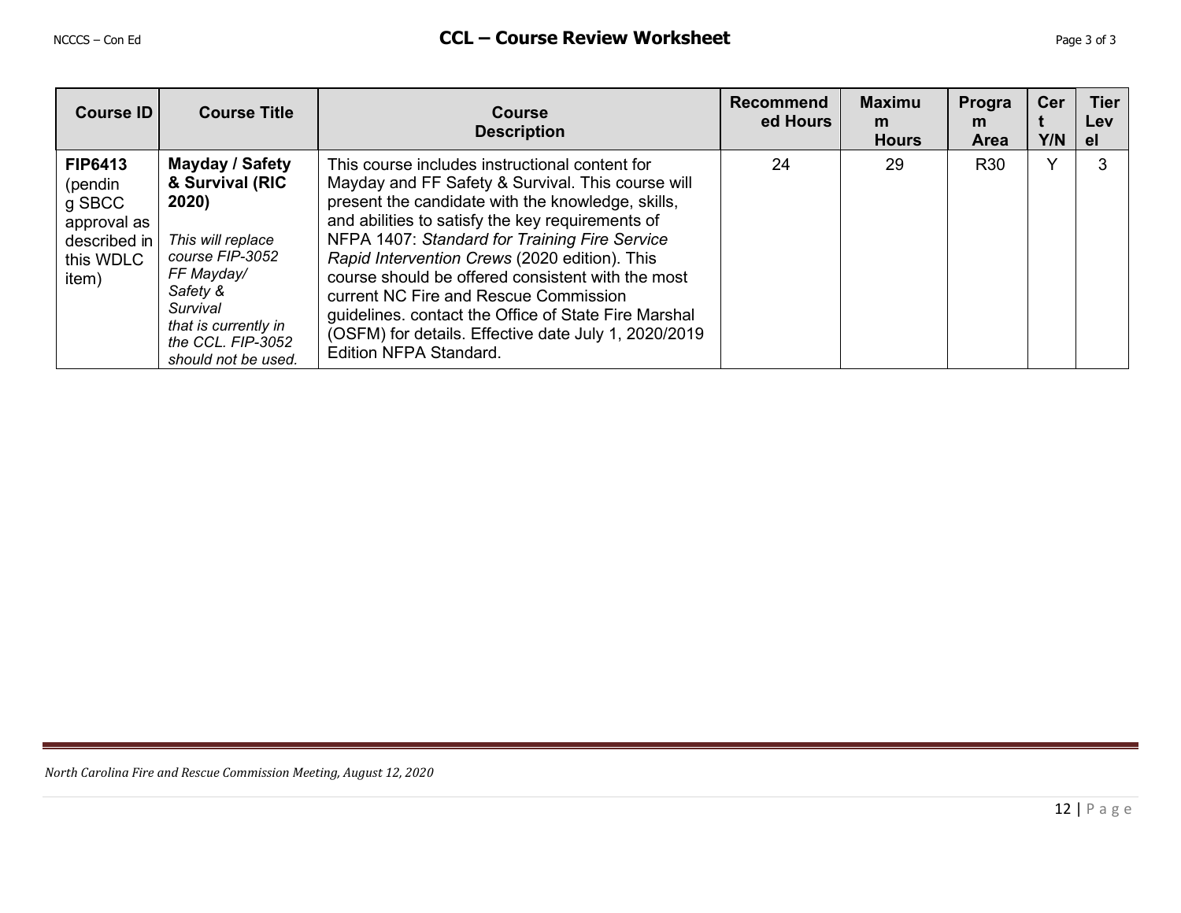| Course ID | Course Title | Course Description | Recommended Hours | Maximum Hours | Program Area | Cert Y/N | Tier Level |
|---|---|---|---|---|---|---|---|
| **FIP6413** (pending SBCC approval as described in this WDLC item) | **Mayday / Safety & Survival (RIC 2020)**<br><br>*This will replace course FIP-3052 FF Mayday/ Safety & Survival that is currently in the CCL. FIP-3052 should not be used.* | This course includes instructional content for Mayday and FF Safety & Survival. This course will present the candidate with the knowledge, skills, and abilities to satisfy the key requirements of NFPA 1407: *Standard for Training Fire Service Rapid Intervention Crews* (2020 edition). This course should be offered consistent with the most current NC Fire and Rescue Commission guidelines. contact the Office of State Fire Marshal (OSFM) for details. Effective date July 1, 2020/2019 Edition NFPA Standard. | 24 | 29 | R30 | Y | 3 |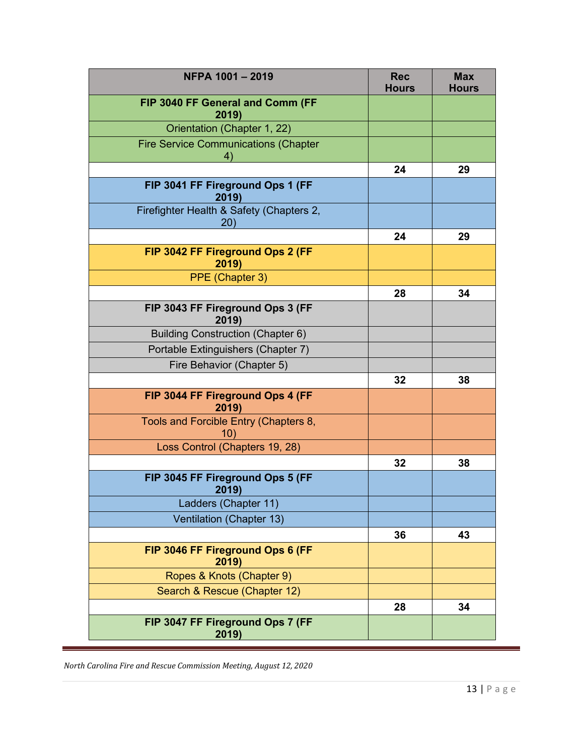| NFPA 1001 – 2019 | Rec Hours | Max Hours |
|---|---|---|
| **FIP 3040 FF General and Comm (FF 2019)** | | |
| Orientation (Chapter 1, 22) | | |
| Fire Service Communications (Chapter 4) | | |
| | **24** | **29** |
| **FIP 3041 FF Fireground Ops 1 (FF 2019)** | | |
| Firefighter Health & Safety (Chapters 2, 20) | | |
| | **24** | **29** |
| **FIP 3042 FF Fireground Ops 2 (FF 2019)** | | |
| PPE (Chapter 3) | | |
| | **28** | **34** |
| **FIP 3043 FF Fireground Ops 3 (FF 2019)** | | |
| Building Construction (Chapter 6) | | |
| Portable Extinguishers (Chapter 7) | | |
| Fire Behavior (Chapter 5) | | |
| | **32** | **38** |
| **FIP 3044 FF Fireground Ops 4 (FF 2019)** | | |
| Tools and Forcible Entry (Chapters 8, 10) | | |
| Loss Control (Chapters 19, 28) | | |
| | **32** | **38** |
| **FIP 3045 FF Fireground Ops 5 (FF 2019)** | | |
| Ladders (Chapter 11) | | |
| Ventilation (Chapter 13) | | |
| | **36** | **43** |
| **FIP 3046 FF Fireground Ops 6 (FF 2019)** | | |
| Ropes & Knots (Chapter 9) | | |
| Search & Rescue (Chapter 12) | | |
| | **28** | **34** |
| **FIP 3047 FF Fireground Ops 7 (FF 2019)** | | |

*North Carolina Fire and Rescue Commission Meeting, August 12, 2020*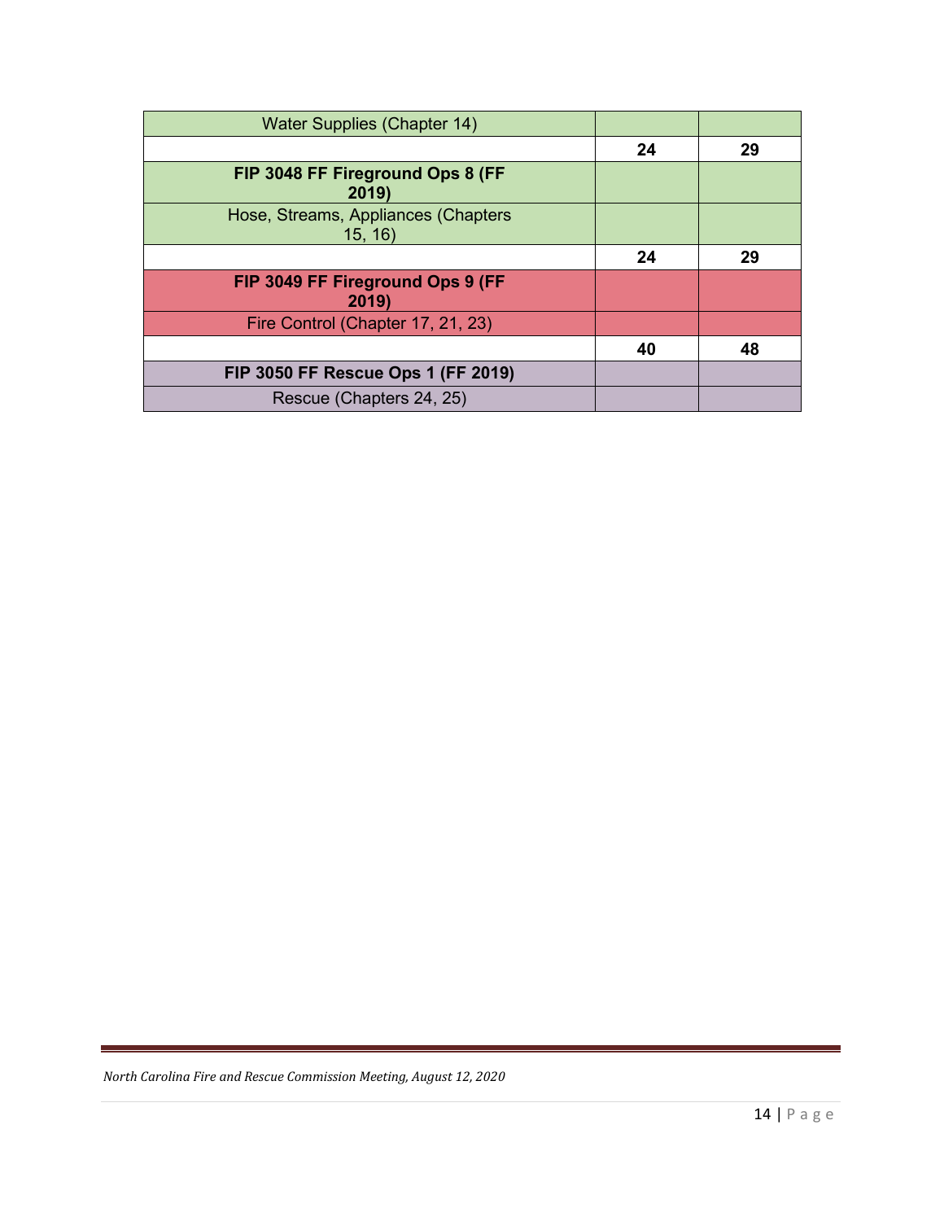| Water Supplies (Chapter 14) | | |
|---|---|---|
| | **24** | **29** |
| **FIP 3048 FF Fireground Ops 8 (FF 2019)** | | |
| Hose, Streams, Appliances (Chapters 15, 16) | | |
| | **24** | **29** |
| **FIP 3049 FF Fireground Ops 9 (FF 2019)** | | |
| Fire Control (Chapter 17, 21, 23) | | |
| | **40** | **48** |
| **FIP 3050 FF Rescue Ops 1 (FF 2019)** | | |
| Rescue (Chapters 24, 25) | | |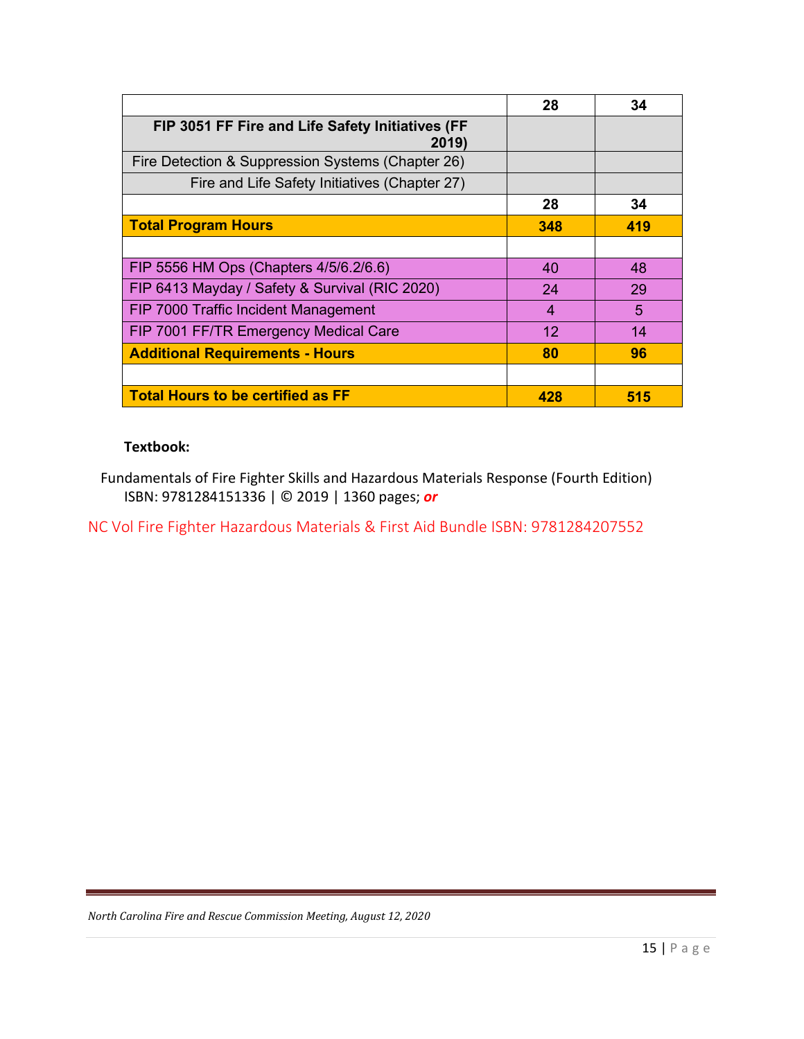| | | |
|---|---|---|
| | **28** | **34** |
| **FIP 3051 FF Fire and Life Safety Initiatives (FF 2019)** | | |
| Fire Detection & Suppression Systems (Chapter 26) | | |
| Fire and Life Safety Initiatives (Chapter 27) | | |
| | **28** | **34** |
| **Total Program Hours** | **348** | **419** |
| | | |
| FIP 5556 HM Ops (Chapters 4/5/6.2/6.6) | 40 | 48 |
| FIP 6413 Mayday / Safety & Survival (RIC 2020) | 24 | 29 |
| FIP 7000 Traffic Incident Management | 4 | 5 |
| FIP 7001 FF/TR Emergency Medical Care | 12 | 14 |
| **Additional Requirements - Hours** | **80** | **96** |
| | | |
| **Total Hours to be certified as FF** | **428** | **515** |

**Textbook:**

Fundamentals of Fire Fighter Skills and Hazardous Materials Response (Fourth Edition) ISBN: 9781284151336 | © 2019 | 1360 pages; ***or***

NC Vol Fire Fighter Hazardous Materials & First Aid Bundle ISBN: 9781284207552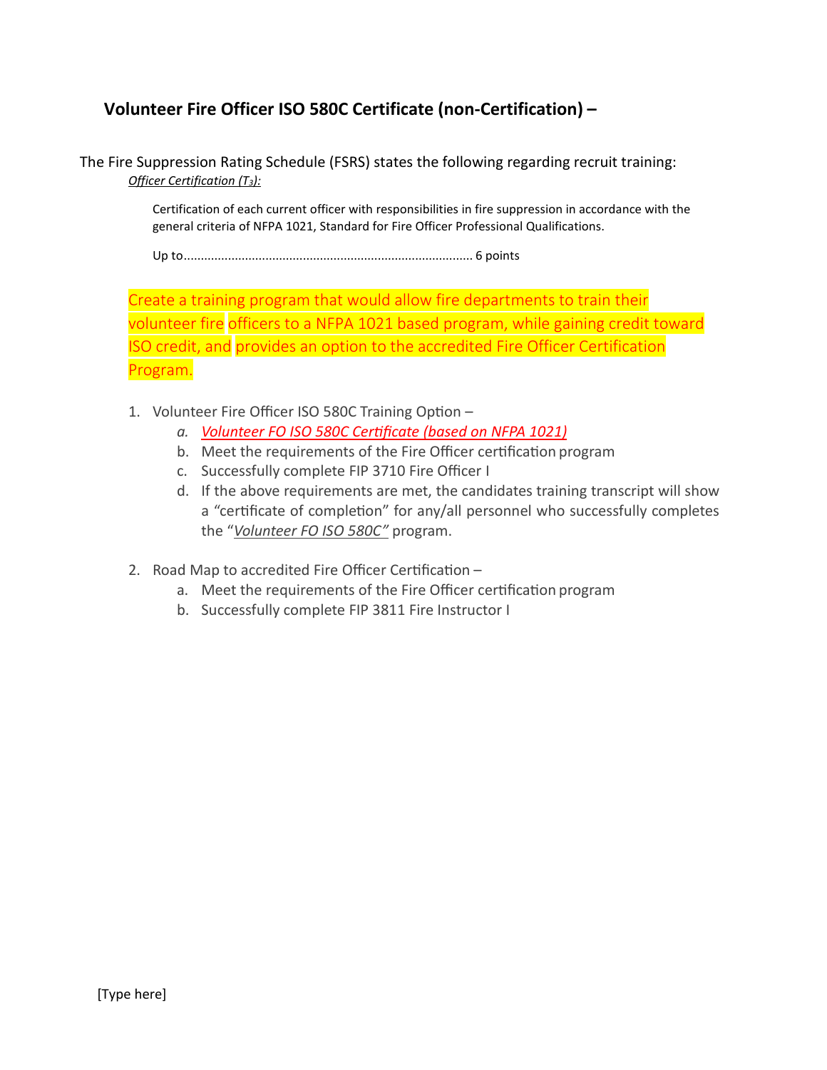## Volunteer Fire Officer ISO 580C Certificate (non-Certification) –

The Fire Suppression Rating Schedule (FSRS) states the following regarding recruit training:

*Officer Certification ($T_3$):*

Certification of each current officer with responsibilities in fire suppression in accordance with the general criteria of NFPA 1021, Standard for Fire Officer Professional Qualifications.

Up to.................................................................................... 6 points

Create a training program that would allow fire departments to train their volunteer fire officers to a NFPA 1021 based program, while gaining credit toward ISO credit, and provides an option to the accredited Fire Officer Certification Program.

1. Volunteer Fire Officer ISO 580C Training Option –
   a. *Volunteer FO ISO 580C Certificate (based on NFPA 1021)*
   b. Meet the requirements of the Fire Officer certification program
   c. Successfully complete FIP 3710 Fire Officer I
   d. If the above requirements are met, the candidates training transcript will show a "certificate of completion" for any/all personnel who successfully completes the "*Volunteer FO ISO 580C"* program.

2. Road Map to accredited Fire Officer Certification –
   a. Meet the requirements of the Fire Officer certification program
   b. Successfully complete FIP 3811 Fire Instructor I

[Type here]